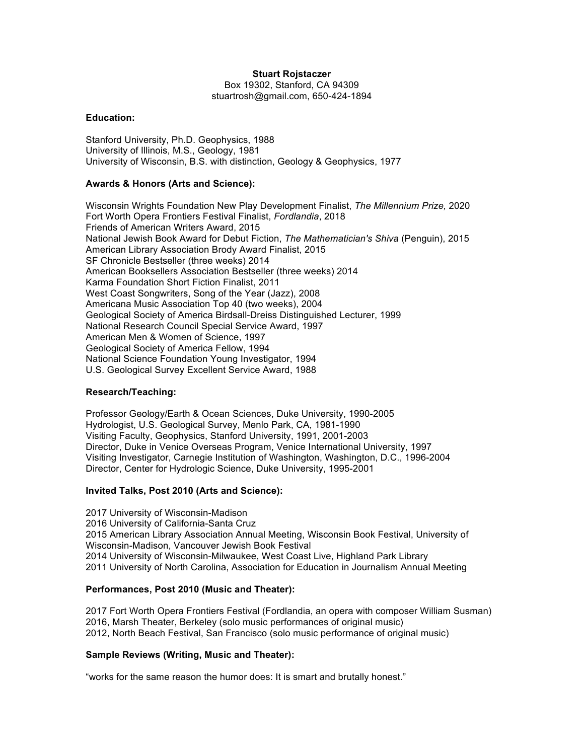**Stuart Rojstaczer**
Box 19302, Stanford, CA 94309
stuartrosh@gmail.com, 650-424-1894

**Education:**

Stanford University, Ph.D. Geophysics, 1988
University of Illinois, M.S., Geology, 1981
University of Wisconsin, B.S. with distinction, Geology & Geophysics, 1977

**Awards & Honors (Arts and Science):**

Wisconsin Wrights Foundation New Play Development Finalist, *The Millennium Prize,* 2020
Fort Worth Opera Frontiers Festival Finalist, *Fordlandia*, 2018
Friends of American Writers Award, 2015
National Jewish Book Award for Debut Fiction, *The Mathematician's Shiva* (Penguin), 2015
American Library Association Brody Award Finalist, 2015
SF Chronicle Bestseller (three weeks) 2014
American Booksellers Association Bestseller (three weeks) 2014
Karma Foundation Short Fiction Finalist, 2011
West Coast Songwriters, Song of the Year (Jazz), 2008
Americana Music Association Top 40 (two weeks), 2004
Geological Society of America Birdsall-Dreiss Distinguished Lecturer, 1999
National Research Council Special Service Award, 1997
American Men & Women of Science, 1997
Geological Society of America Fellow, 1994
National Science Foundation Young Investigator, 1994
U.S. Geological Survey Excellent Service Award, 1988

**Research/Teaching:**

Professor Geology/Earth & Ocean Sciences, Duke University, 1990-2005
Hydrologist, U.S. Geological Survey, Menlo Park, CA, 1981-1990
Visiting Faculty, Geophysics, Stanford University, 1991, 2001-2003
Director, Duke in Venice Overseas Program, Venice International University, 1997
Visiting Investigator, Carnegie Institution of Washington, Washington, D.C., 1996-2004
Director, Center for Hydrologic Science, Duke University, 1995-2001

**Invited Talks, Post 2010 (Arts and Science):**

2017 University of Wisconsin-Madison
2016 University of California-Santa Cruz
2015 American Library Association Annual Meeting, Wisconsin Book Festival, University of Wisconsin-Madison, Vancouver Jewish Book Festival
2014 University of Wisconsin-Milwaukee, West Coast Live, Highland Park Library
2011 University of North Carolina, Association for Education in Journalism Annual Meeting

**Performances, Post 2010 (Music and Theater):**

2017 Fort Worth Opera Frontiers Festival (Fordlandia, an opera with composer William Susman)
2016, Marsh Theater, Berkeley (solo music performances of original music)
2012, North Beach Festival, San Francisco (solo music performance of original music)

**Sample Reviews (Writing, Music and Theater):**

"works for the same reason the humor does: It is smart and brutally honest."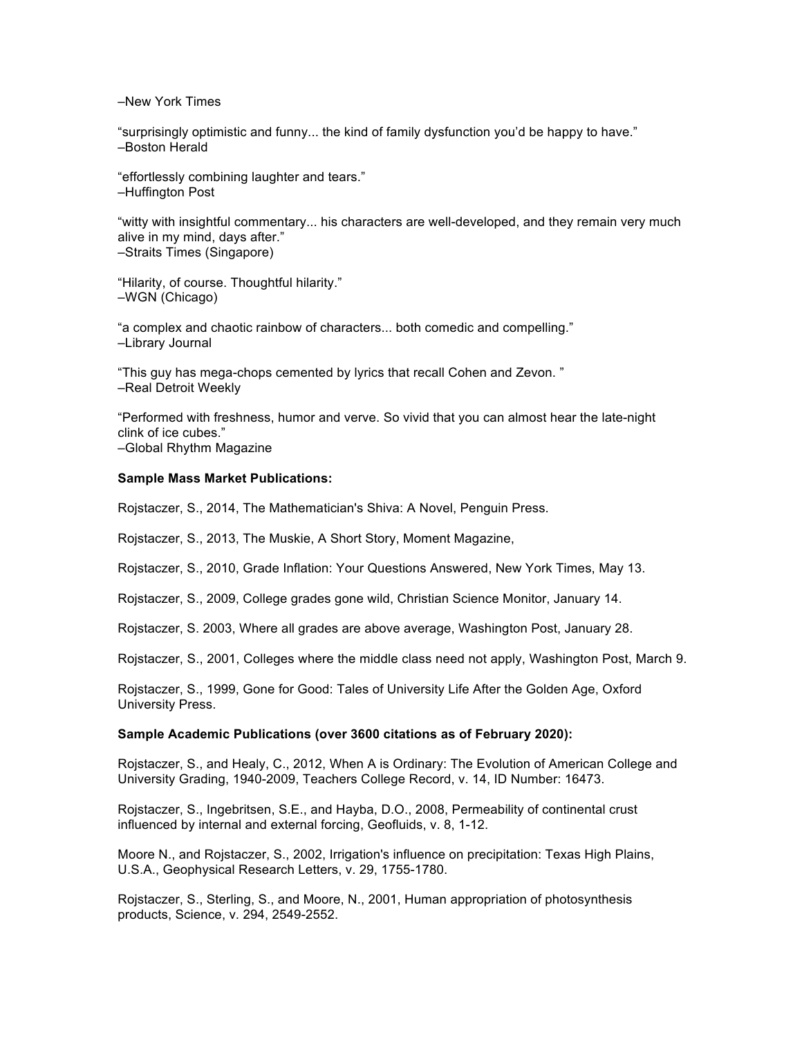–New York Times

“surprisingly optimistic and funny... the kind of family dysfunction you’d be happy to have.”
–Boston Herald

“effortlessly combining laughter and tears.”
–Huffington Post

“witty with insightful commentary... his characters are well-developed, and they remain very much alive in my mind, days after.”
–Straits Times (Singapore)

“Hilarity, of course. Thoughtful hilarity.”
–WGN (Chicago)

“a complex and chaotic rainbow of characters... both comedic and compelling.”
–Library Journal

“This guy has mega-chops cemented by lyrics that recall Cohen and Zevon. ”
–Real Detroit Weekly

“Performed with freshness, humor and verve. So vivid that you can almost hear the late-night clink of ice cubes.”
–Global Rhythm Magazine

**Sample Mass Market Publications:**

Rojstaczer, S., 2014, The Mathematician's Shiva: A Novel, Penguin Press.

Rojstaczer, S., 2013, The Muskie, A Short Story, Moment Magazine,

Rojstaczer, S., 2010, Grade Inflation: Your Questions Answered, New York Times, May 13.

Rojstaczer, S., 2009, College grades gone wild, Christian Science Monitor, January 14.

Rojstaczer, S. 2003, Where all grades are above average, Washington Post, January 28.

Rojstaczer, S., 2001, Colleges where the middle class need not apply, Washington Post, March 9.

Rojstaczer, S., 1999, Gone for Good: Tales of University Life After the Golden Age, Oxford University Press.

**Sample Academic Publications (over 3600 citations as of February 2020):**

Rojstaczer, S., and Healy, C., 2012, When A is Ordinary: The Evolution of American College and University Grading, 1940-2009, Teachers College Record, v. 14, ID Number: 16473.

Rojstaczer, S., Ingebritsen, S.E., and Hayba, D.O., 2008, Permeability of continental crust influenced by internal and external forcing, Geofluids, v. 8, 1-12.

Moore N., and Rojstaczer, S., 2002, Irrigation's influence on precipitation: Texas High Plains, U.S.A., Geophysical Research Letters, v. 29, 1755-1780.

Rojstaczer, S., Sterling, S., and Moore, N., 2001, Human appropriation of photosynthesis products, Science, v. 294, 2549-2552.